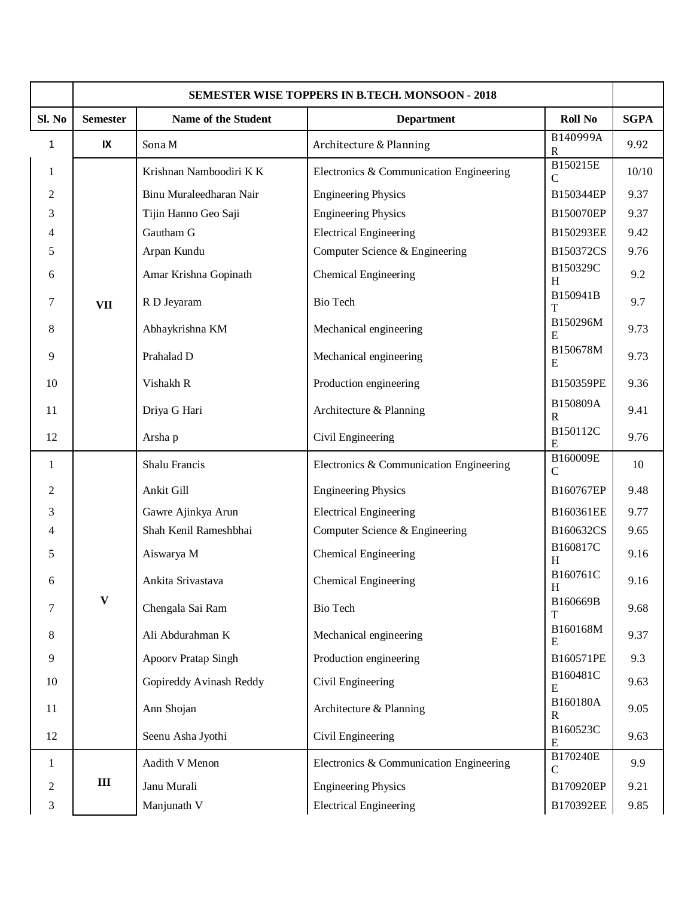| | SEMESTER WISE TOPPERS IN B.TECH. MONSOON - 2018 | | | | |
|---|---|---|---|---|---|
| Sl. No | Semester | Name of the Student | Department | Roll No | SGPA |
| 1 | IX | Sona M | Architecture & Planning | B140999AR | 9.92 |
| 1 | VII | Krishnan Namboodiri K K | Electronics & Communication Engineering | B150215EC | 10/10 |
| 2 | | Binu Muraleedharan Nair | Engineering Physics | B150344EP | 9.37 |
| 3 | | Tijin Hanno Geo Saji | Engineering Physics | B150070EP | 9.37 |
| 4 | | Gautham G | Electrical Engineering | B150293EE | 9.42 |
| 5 | | Arpan Kundu | Computer Science & Engineering | B150372CS | 9.76 |
| 6 | | Amar Krishna Gopinath | Chemical Engineering | B150329CH | 9.2 |
| 7 | | R D Jeyaram | Bio Tech | B150941BT | 9.7 |
| 8 | | Abhaykrishna KM | Mechanical engineering | B150296ME | 9.73 |
| 9 | | Prahalad D | Mechanical engineering | B150678ME | 9.73 |
| 10 | | Vishakh R | Production engineering | B150359PE | 9.36 |
| 11 | | Driya G Hari | Architecture & Planning | B150809AR | 9.41 |
| 12 | | Arsha p | Civil Engineering | B150112CE | 9.76 |
| 1 | V | Shalu Francis | Electronics & Communication Engineering | B160009EC | 10 |
| 2 | | Ankit Gill | Engineering Physics | B160767EP | 9.48 |
| 3 | | Gawre Ajinkya Arun | Electrical Engineering | B160361EE | 9.77 |
| 4 | | Shah Kenil Rameshbhai | Computer Science & Engineering | B160632CS | 9.65 |
| 5 | | Aiswarya M | Chemical Engineering | B160817CH | 9.16 |
| 6 | | Ankita Srivastava | Chemical Engineering | B160761CH | 9.16 |
| 7 | | Chengala Sai Ram | Bio Tech | B160669BT | 9.68 |
| 8 | | Ali Abdurahman K | Mechanical engineering | B160168ME | 9.37 |
| 9 | | Apoorv Pratap Singh | Production engineering | B160571PE | 9.3 |
| 10 | | Gopireddy Avinash Reddy | Civil Engineering | B160481CE | 9.63 |
| 11 | | Ann Shojan | Architecture & Planning | B160180AR | 9.05 |
| 12 | | Seenu Asha Jyothi | Civil Engineering | B160523CE | 9.63 |
| 1 | III | Aadith V Menon | Electronics & Communication Engineering | B170240EC | 9.9 |
| 2 | | Janu Murali | Engineering Physics | B170920EP | 9.21 |
| 3 | | Manjunath V | Electrical Engineering | B170392EE | 9.85 |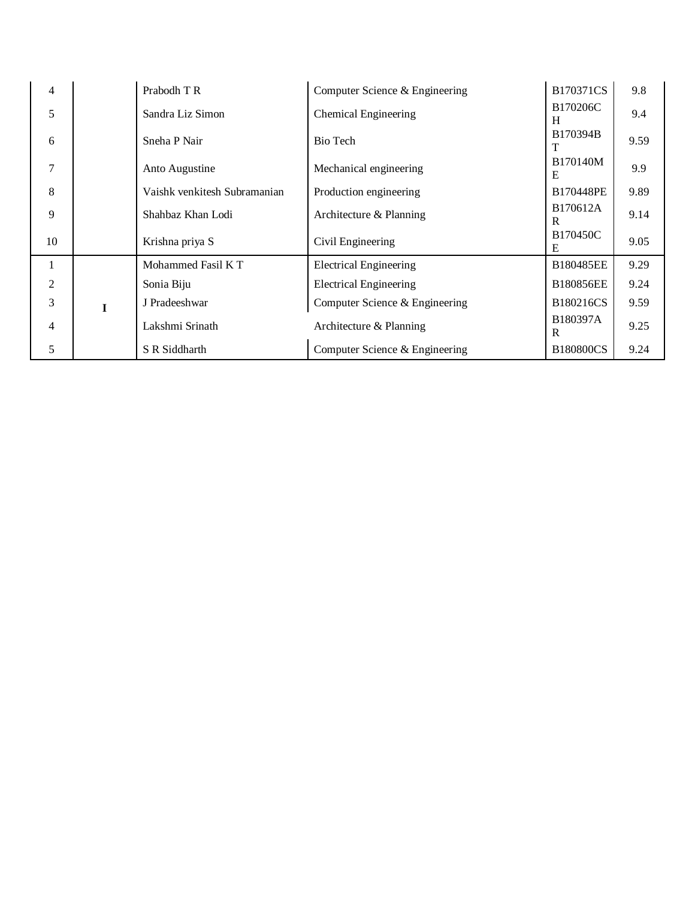| | | | | | |
|---|---|---|---|---|---|
| 4 | | Prabodh T R | Computer Science & Engineering | B170371CS | 9.8 |
| 5 | | Sandra Liz Simon | Chemical Engineering | B170206CH | 9.4 |
| 6 | | Sneha P Nair | Bio Tech | B170394BT | 9.59 |
| 7 | | Anto Augustine | Mechanical engineering | B170140ME | 9.9 |
| 8 | | Vaishk venkitesh Subramanian | Production engineering | B170448PE | 9.89 |
| 9 | | Shahbaz Khan Lodi | Architecture & Planning | B170612AR | 9.14 |
| 10 | | Krishna priya S | Civil Engineering | B170450CE | 9.05 |
| 1 | I | Mohammed Fasil K T | Electrical Engineering | B180485EE | 9.29 |
| 2 | | Sonia Biju | Electrical Engineering | B180856EE | 9.24 |
| 3 | | J Pradeeshwar | Computer Science & Engineering | B180216CS | 9.59 |
| 4 | | Lakshmi Srinath | Architecture & Planning | B180397AR | 9.25 |
| 5 | | S R Siddharth | Computer Science & Engineering | B180800CS | 9.24 |